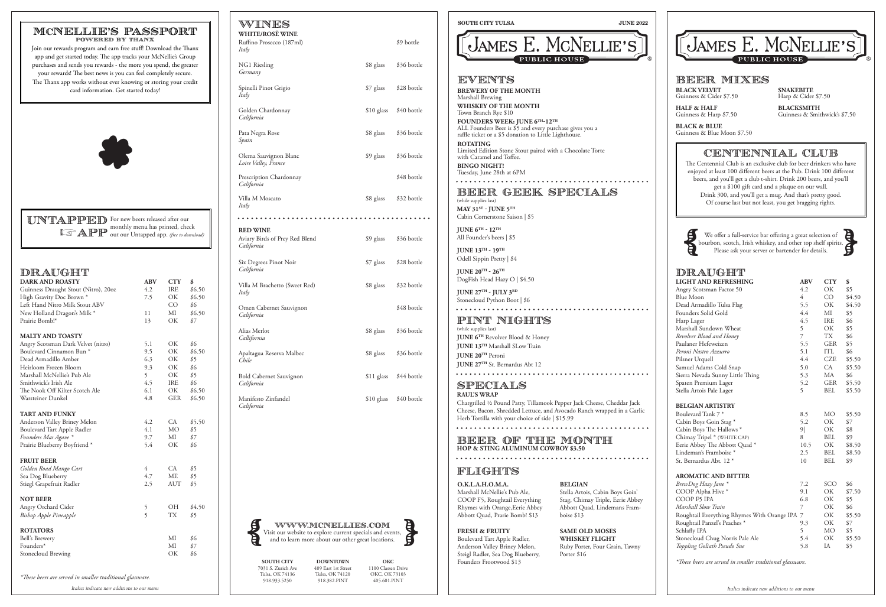# McNellie's Passport

**POWERED BY THANX**

Join our rewards program and earn free stuff! Download the Thanx app and get started today. The app tracks your McNellie's Group purchases and sends you rewards - the more you spend, the greater your rewards! The best news is you can feel completely secure. The Thanx app works without ever knowing or storing your credit card information. Get started today!

## Untapped App

For new beers released after our monthly menu has printed, check out our Untapped app. *(free to download)*

## Draught

| DARK AND ROASTY | ABV | CTY | $ |
|---|---|---|---|
| Guinness Draught Stout (Nitro), 20oz | 4.2 | IRE | $6.50 |
| High Gravity Doc Brown * | 7.5 | OK | $6.50 |
| Left Hand Nitro Milk Stout ABV | | CO | $6 |
| New Holland Dragon's Milk * | 11 | MI | $6.50 |
| Prairie Bomb!* | 13 | OK | $7 |
| **MALTY AND TOASTY** | | | |
| Angry Scotsman Dark Velvet (nitro) | 5.1 | OK | $6 |
| Boulevard Cinnamon Bun * | 9.5 | OK | $6.50 |
| Dead Armadillo Amber | 6.3 | OK | $5 |
| Heirloom Frozen Bloom | 9.3 | OK | $6 |
| Marshall McNellie's Pub Ale | 5 | OK | $5 |
| Smithwick's Irish Ale | 4.5 | IRE | $6 |
| The Nook Off Kilter Scotch Ale | 6.1 | OK | $6.50 |
| Warsteiner Dunkel | 4.8 | GER | $6.50 |
| **TART AND FUNKY** | | | |
| Anderson Valley Briney Melon | 4.2 | CA | $5.50 |
| Boulevard Tart Apple Radler | 4.1 | MO | $5 |
| *Founders Mas Agave* * | 9.7 | MI | $7 |
| Prairie Blueberry Boyfriend * | 5.4 | OK | $6 |
| **FRUIT BEER** | | | |
| *Golden Road Mango Cart* | 4 | CA | $5 |
| Sea Dog Blueberry | 4.7 | ME | $5 |
| Stiegl Grapefruit Radler | 2.5 | AUT | $5 |
| **NOT BEER** | | | |
| Angry Orchard Cider | 5 | OH | $4.50 |
| *Bishop Apple Pineapple* | 5 | TX | $5 |
| **ROTATORS** | | | |
| Bell's Brewery | | MI | $6 |
| Founders* | | MI | $7 |
| Stonecloud Brewing | | OK | $6 |

*These beers are served in smaller traditional glassware.

*Italics indicate new additions to our menu*

# Wines

| WHITE/ROSÉ WINE | | |
|---|---|---|
| Ruffino Prosecco (187ml) *Italy* | | $9 bottle |
| NG1 Riesling *Germany* | $8 glass | $36 bottle |
| Spinelli Pinot Grigio *Italy* | $7 glass | $28 bottle |
| Golden Chardonnay *California* | $10 glass | $40 bottle |
| Pata Negra Rose *Spain* | $8 glass | $36 bottle |
| Olema Sauvignon Blanc *Loire Valley, France* | $9 glass | $36 bottle |
| Prescription Chardonnay *California* | | $48 bottle |
| Villa M Moscato *Italy* | $8 glass | $32 bottle |

| RED WINE | | |
|---|---|---|
| Aviary Birds of Prey Red Blend *California* | $9 glass | $36 bottle |
| Six Degrees Pinot Noir *California* | $7 glass | $28 bottle |
| Villa M Brachetto (Sweet Red) *Italy* | $8 glass | $32 bottle |
| Omen Cabernet Sauvignon *California* | | $48 bottle |
| Alias Merlot *Callifornia* | $8 glass | $36 bottle |
| Apaltagua Reserva Malbec *Chile* | $8 glass | $36 bottle |
| Bold Cabernet Sauvignon *California* | $11 glass | $44 bottle |
| Manifesto Zinfandel *California* | $10 glass | $40 bottle |

## www.mcnellies.com

Visit our website to explore current specials and events, and to learn more about our other great locations.

**SOUTH CITY**
7031 S. Zurich Ave
Tulsa, OK 74136
918.933.5250

**DOWNTOWN**
409 East 1st Street
Tulsa, OK 74120
918.382.PINT

**OKC**
1100 Classen Drive
OKC, OK 73103
405.601.PINT

**SOUTH CITY TULSA** — **JUNE 2022**

# James E. McNellie's Public House

## Events

**BREWERY OF THE MONTH**
Marshall Brewing

**WHISKEY OF THE MONTH**
Town Branch Rye $10

**FOUNDERS WEEK: JUNE 6TH-12TH**
ALL Founders Beer is $5 and every purchase gives you a raffle ticket or a $5 donation to Little Lighthouse.

**ROTATING**
Limited Edition Stone Stout paired with a Chocolate Torte with Caramel and Toffee.

**BINGO NIGHT!**
Tuesday, June 28th at 6PM

## Beer Geek Specials

(while supplies last)

**MAY 31ST - JUNE 5TH**
Cabin Cornerstone Saison | $5

**JUNE 6TH - 12TH**
All Founder's beers | $5

**JUNE 13TH - 19TH**
Odell Sippin Pretty | $4

**JUNE 20TH - 26TH**
DogFish Head Hazy O | $4.50

**JUNE 27TH - JULY 3RD**
Stonecloud Python Boot | $6

## Pint Nights

(while supplies last)

**JUNE 6TH** Revolver Blood & Honey
**JUNE 13TH** Marshall SLow Train
**JUNE 20TH** Peroni
**JUNE 27TH** St. Bernardus Abt 12

## Specials

**RAUL'S WRAP**
Chargrilled ½ Pound Patty, Tillamook Pepper Jack Cheese, Cheddar Jack Cheese, Bacon, Shredded Lettuce, and Avocado Ranch wrapped in a Garlic Herb Tortilla with your choice of side | $15.99

## Beer of the Month

**HOP & STING ALUMINUM COWBOY $3.50**

## Flights

**O.K.L.A.H.O.M.A.**
Marshall McNellie's Pub Ale, COOP F5, Roughtail Everything Rhymes with Orange,Eerie Abbey Abbott Quad, Prarie Bomb! $13

**FRESH & FRUITY**
Boulevard Tart Apple Radler, Anderson Valley Briney Melon, Steigl Radler, Sea Dog Blueberry, Founders Frootwood $13

**BELGIAN**
Stella Artois, Cabin Boys Goin' Stag, Chimay Triple, Eerie Abbey Abbott Quad, Lindemans Framboise $13

**SAME OLD MOSES WHISKEY FLIGHT**
Ruby Porter, Four Grain, Tawny Porter $16

# James E. McNellie's Public House

## Beer Mixes

**BLACK VELVET**
Guinness & Cider $7.50

**HALF & HALF**
Guinness & Harp $7.50

**BLACK & BLUE**
Guinness & Blue Moon $7.50

**SNAKEBITE**
Harp & Cider $7.50

**BLACKSMITH**
Guinness & Smithwick's $7.50

## Centennial Club

The Centennial Club is an exclusive club for beer drinkers who have enjoyed at least 100 different beers at the Pub. Drink 100 different beers, and you'll get a club t-shirt. Drink 200 beers, and you'll get a $100 gift card and a plaque on our wall. Drink 300, and you'll get a mug. And that's pretty good. Of course last but not least, you get bragging rights.

We offer a full-service bar offering a great selection of bourbon, scotch, Irish whiskey, and other top shelf spirits. Please ask your server or bartender for details.

## Draught

| LIGHT AND REFRESHING | ABV | CTY | $ |
|---|---|---|---|
| Angry Scotsman Factor 50 | 4.2 | OK | $5 |
| Blue Moon | 4 | CO | $4.50 |
| Dead Armadillo Tulsa Flag | 5.5 | OK | $4.50 |
| Founders Solid Gold | 4.4 | MI | $5 |
| Harp Lager | 4.5 | IRE | $6 |
| Marshall Sundown Wheat | 5 | OK | $5 |
| *Revolver Blood and Honey* | 7 | TX | $6 |
| Paulaner Hefeweizen | 5.5 | GER | $5 |
| *Peroni Nastro Azzurro* | 5.1 | ITL | $6 |
| Pilsner Urquell | 4.4 | CZE | $5.50 |
| Samuel Adams Cold Snap | 5.0 | CA | $5.50 |
| Sierra Nevada Sunny Little Thing | 5.3 | MA | $6 |
| Spaten Premium Lager | 5.2 | GER | $5.50 |
| Stella Artois Pale Lager | 5 | BEL | $5.50 |
| **BELGIAN ARTISTRY** | | | |
| Boulevard Tank 7 * | 8.5 | MO | $5.50 |
| Cabin Boys Goin Stag * | 5.2 | OK | $7 |
| Cabin Boys The Hallows * | 9| | OK | $8 |
| Chimay Tripel * (WHITE CAP) | 8 | BEL | $9 |
| Eerie Abbey The Abbott Quad * | 10.5 | OK | $8.50 |
| Lindeman's Framboise * | 2.5 | BEL | $8.50 |
| St. Bernardus Abt. 12 * | 10 | BEL | $9 |
| **AROMATIC AND BITTER** | | | |
| *BrewDog Hazy Jane* * | 7.2 | SCO | $6 |
| COOP Alpha Hive * | 9.1 | OK | $7.50 |
| COOP F5 IPA | 6.8 | OK | $5 |
| *Marshall Slow Train* | 7 | OK | $6 |
| Roughtail Everything Rhymes With Orange IPA | 7 | OK | $5.50 |
| Roughtail Panzel's Peaches * | 9.3 | OK | $7 |
| Schlafly IPA | 5 | MO | $5 |
| Stonecloud Chug Norris Pale Ale | 5.4 | OK | $5.50 |
| *Toppling Goliath Pseudo Sue* | 5.8 | IA | $5 |

*These beers are served in smaller traditional glassware.

*Italics indicate new additions to our menu*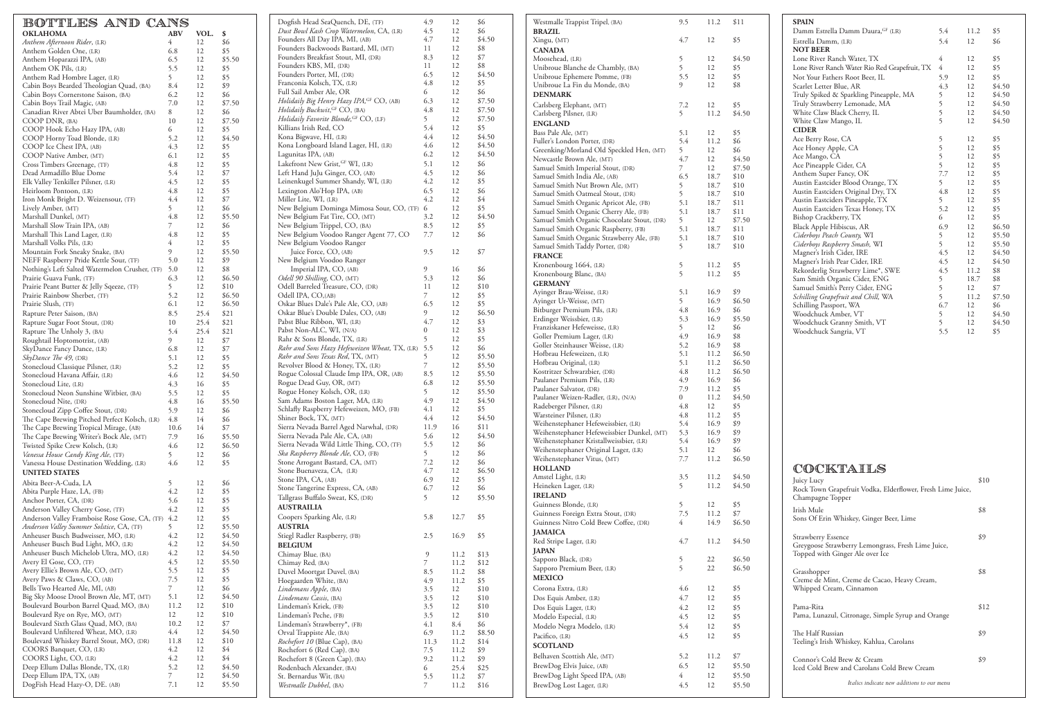# BOTTLES AND CANS

| OKLAHOMA | ABV | VOL. | $ |
|---|---|---|---|
| *Anthem Afternoon Rider*, (LR) | 4 | 12 | $6 |
| Anthem Golden One, (LR) | 6.8 | 12 | $5 |
| Anthem Hoparazzi IPA, (AB) | 6.5 | 12 | $5.50 |
| Anthem OK Pils, (LR) | 5.5 | 12 | $5 |
| Anthem Rad Hombre Lager, (LR) | 5 | 12 | $5 |
| Cabin Boys Bearded Theologian Quad, (BA) | 8.4 | 12 | $9 |
| Cabin Boys Cornerstone Saison, (BA) | 6.2 | 12 | $6 |
| Cabin Boys Trail Magic, (AB) | 7.0 | 12 | $7.50 |
| Canadian River Abtei Uber Baumholder, (BA) | 8 | 12 | $6 |
| COOP DNR, (BA) | 10 | 12 | $7.50 |
| COOP Hook Echo Hazy IPA, (AB) | 6 | 12 | $5 |
| COOP Horny Toad Blonde, (LR) | 5.2 | 12 | $4.50 |
| COOP Ice Chest IPA, (AB) | 4.3 | 12 | $5 |
| COOP Native Amber, (MT) | 6.1 | 12 | $5 |
| Cross Timbers Greenage, (TF) | 4.8 | 12 | $5 |
| Dead Armadillo Blue Dome | 5.4 | 12 | $7 |
| Elk Valley Tenkiller Pilsner, (LR) | 4.5 | 12 | $5 |
| Heirloom Pontoon, (LR) | 4.8 | 12 | $5 |
| Iron Monk Bright D. Weizensour, (TF) | 4.4 | 12 | $7 |
| Lively Amber, (MT) | 5 | 12 | $6 |
| Marshall Dunkel, (MT) | 4.8 | 12 | $5.50 |
| Marshall Slow Train IPA, (AB) | 7 | 12 | $6 |
| Marshall This Land Lager, (LR) | 4.8 | 12 | $5 |
| Marshall Volks Pils, (LR) | 4 | 12 | $5 |
| Mountain Fork Sneaky Snake, (BA) | 9 | 12 | $5.50 |
| NEFF Raspberry Pride Kettle Sour, (TF) | 5.0 | 12 | $9 |
| Nothing's Left Salted Watermelon Crusher, (TF) | 5.0 | 12 | $8 |
| Prairie Guava Funk, (TF) | 6.3 | 12 | $6.50 |
| Prairie Peant Butter & Jelly Sqeeze, (TF) | 5 | 12 | $10 |
| Prairie Rainbow Sherbet, (TF) | 5.2 | 12 | $6.50 |
| Prairie Slush, (TF) | 6.1 | 12 | $6.50 |
| Rapture Peter Saison, (BA) | 8.5 | 25.4 | $21 |
| Rapture Sugar Foot Stout, (DR) | 10 | 25.4 | $21 |
| Rapture The Unholy 3, (BA) | 5.4 | 25.4 | $21 |
| Roughtail Hoptomotrist, (AB) | 9 | 12 | $7 |
| SkyDance Fancy Dance, (LR) | 6.8 | 12 | $7 |
| *SkyDance The 49*, (DR) | 5.1 | 12 | $5 |
| Stonecloud Classique Pilsner, (LR) | 5.2 | 12 | $5 |
| Stonecloud Havana Affair, (LR) | 4.6 | 12 | $4.50 |
| Stonecloud Lite, (LR) | 4.3 | 16 | $5 |
| Stonecloud Neon Sunshine Witbier, (BA) | 5.5 | 12 | $5 |
| Stonecloud Nite, (DR) | 4.8 | 16 | $5.50 |
| Stonecloud Zipp Coffee Stout, (DR) | 5.9 | 12 | $6 |
| The Cape Brewing Pitched Perfect Kolsch, (LR) | 4.8 | 14 | $6 |
| The Cape Brewing Tropical Mirage, (AB) | 10.6 | 14 | $7 |
| The Cape Brewing Writer's Bock Ale, (MT) | 7.9 | 16 | $5.50 |
| Twisted Spike Crew Kolsch, (LR) | 4.6 | 12 | $6.50 |
| *Vanessa House Candy King Ale*, (TF) | 5 | 12 | $6 |
| Vanessa House Destination Wedding, (LR) | 4.6 | 12 | $5 |

| UNITED STATES | | | |
|---|---|---|---|
| Abita Beer-A-Cuda, LA | 5 | 12 | $6 |
| Abita Purple Haze, LA, (FB) | 4.2 | 12 | $5 |
| Anchor Porter, CA, (DR) | 5.6 | 12 | $5 |
| Anderson Valley Cherry Gose, (TF) | 4.2 | 12 | $5 |
| Anderson Valley Framboise Rose Gose, CA, (TF) | 4.2 | 12 | $5 |
| *Anderson Valley Summer Solstice*, CA, (TF) | 5 | 12 | $5.50 |
| Anheuser Busch Budweiser, MO, (LR) | 4.2 | 12 | $4.50 |
| Anheuser Busch Bud Light, MO, (LR) | 4.2 | 12 | $4.50 |
| Anheuser Busch Michelob Ultra, MO, (LR) | 4.2 | 12 | $4.50 |
| Avery El Gose, CO, (TF) | 4.5 | 12 | $5.50 |
| Avery Ellie's Brown Ale, CO, (MT) | 5.5 | 12 | $5 |
| Avery Paws & Claws, CO, (AB) | 7.5 | 12 | $5 |
| Bells Two Hearted Ale, MI, (AB) | 7 | 12 | $6 |
| Big Sky Moose Drool Brown Ale, MT, (MT) | 5.1 | 12 | $4.50 |
| Boulevard Bourbon Barrel Quad, MO, (BA) | 11.2 | 12 | $10 |
| Boulevard Rye on Rye, MO, (MT) | 12 | 12 | $10 |
| Boulevard Sixth Glass Quad, MO, (BA) | 10.2 | 12 | $7 |
| Boulevard Unfiltered Wheat, MO, (LR) | 4.4 | 12 | $4.50 |
| Boulevard Whiskey Barrel Stout, MO, (DR) | 11.8 | 12 | $10 |
| COORS Banquet, CO, (LR) | 4.2 | 12 | $4 |
| COORS Light, CO, (LR) | 4.2 | 12 | $4 |
| Deep Ellum Dallas Blonde, TX, (LR) | 5.2 | 12 | $4.50 |
| Deep Ellum IPA, TX, (AB) | 7 | 12 | $4.50 |
| DogFish Head Hazy-O, DE. (AB) | 7.1 | 12 | $5.50 |
| Dogfish Head SeaQuench, DE, (TF) | 4.9 | 12 | $6 |
| *Dust Bowl Kash Crop Watermelon*, CA, (LR) | 4.5 | 12 | $6 |
| Founders All Day IPA, MI, (AB) | 4.7 | 12 | $4.50 |
| Founders Backwoods Bastard, MI, (MT) | 11 | 12 | $8 |
| Founders Breakfast Stout, MI, (DR) | 8.3 | 12 | $7 |
| Founders KBS, MI, (DR) | 11 | 12 | $8 |
| Founders Porter, MI, (DR) | 6.5 | 12 | $4.50 |
| Franconia Kolsch, TX, (LR) | 4.8 | 12 | $5 |
| Full Sail Amber Ale, OR | 6 | 12 | $6 |
| *Holidaily Big Henry Hazy IPA*,GF CO, (AB) | 6.3 | 12 | $7.50 |
| *Holidaily Buckwit*,GF CO, (BA) | 4.8 | 12 | $7.50 |
| *Holidaily Favorite Blonde*,GF CO, (LR) | 5 | 12 | $7.50 |
| Killians Irish Red, CO | 5.4 | 12 | $5 |
| Kona Bigwave, HI, (LR) | 4.4 | 12 | $4.50 |
| Kona Longboard Island Lager, HI, (LR) | 4.6 | 12 | $4.50 |
| Lagunitas IPA, (AB) | 6.2 | 12 | $4.50 |
| Lakefront New Grist,GF WI, (LR) | 5.1 | 12 | $6 |
| Left Hand JuJu Ginger, CO, (AB) | 4.5 | 12 | $6 |
| Leinenkugel Summer Shandy, WI, (LR) | 4.2 | 12 | $5 |
| Lexington Alo'Hop IPA, (AB) | 6.5 | 12 | $6 |
| Miller Lite, WI, (LR) | 4.2 | 12 | $4 |
| New Belgium Dominga Mimosa Sour, CO, (TF) | 6 | 12 | $5 |
| New Belgium Fat Tire, CO, (MT) | 3.2 | 12 | $4.50 |
| New Belgium Trippel, CO, (BA) | 8.5 | 12 | $5 |
| New Belgium Voodoo Ranger Agent 77, CO | 7.7 | 12 | $6 |
| New Belgium Voodoo Ranger Juice Force, CO, (AB) | 9.5 | 12 | $7 |
| New Belgium Voodoo Ranger Imperial IPA, CO, (AB) | 9 | 16 | $6 |
| *Odell 90 Shilling*, CO, (MT) | 5.3 | 12 | $6 |
| Odell Barreled Treasure, CO, (DR) | 11 | 12 | $10 |
| Odell IPA, CO,(AB) | 7 | 12 | $5 |
| Oskar Blues Dale's Pale Ale, CO, (AB) | 6.5 | 12 | $5 |
| Oskar Blue's Double Dales, CO, (AB) | 9 | 12 | $6.50 |
| Pabst Blue Ribbon, WI, (LR) | 4.7 | 12 | $3 |
| Pabst Non-ALC, WI, (N/A) | 0 | 12 | $3 |
| Rahr & Sons Blonde, TX, (LR) | 5 | 12 | $5 |
| *Rahr and Sons Hazy Hefeweizen Wheat*, TX, (LR) | 5.5 | 12 | $6 |
| *Rahr and Sons Texas Red*, TX, (MT) | 5 | 12 | $5.50 |
| Revolver Blood & Honey, TX, (LR) | 7 | 12 | $5.50 |
| Rogue Colossal Claude Imp IPA, OR, (AB) | 8.5 | 12 | $5.50 |
| Rogue Dead Guy, OR, (MT) | 6.8 | 12 | $5.50 |
| Rogue Honey Kolsch, OR, (LR) | 5 | 12 | $5.50 |
| Sam Adams Boston Lager, MA, (LR) | 4.9 | 12 | $4.50 |
| Schlafly Raspberry Hefeweizen, MO, (FB) | 4.1 | 12 | $5 |
| Shiner Bock, TX, (MT) | 4.4 | 12 | $4.50 |
| Sierra Nevada Barrel Aged Narwhal, (DR) | 11.9 | 16 | $11 |
| Sierra Nevada Pale Ale, CA, (AB) | 5.6 | 12 | $4.50 |
| Sierra Nevada Wild Little Thing, CO, (TF) | 5.5 | 12 | $6 |
| *Ska Raspberry Blonde Ale*, CO, (FB) | 5 | 12 | $6 |
| Stone Arrogant Bastard, CA, (MT) | 7.2 | 12 | $6 |
| Stone Buenaveza, CA, (LR) | 4.7 | 12 | $6.50 |
| Stone IPA, CA, (AB) | 6.9 | 12 | $5 |
| Stone Tangerine Express, CA, (AB) | 6.7 | 12 | $6 |
| Tallgrass Buffalo Sweat, KS, (DR) | 5 | 12 | $5.50 |

| AUSTRIALIA | | | |
|---|---|---|---|
| Coopers Sparking Ale, (LR) | 5.8 | 12.7 | $5 |
| **AUSTRIA** | | | |
| Stiegl Radler Raspberry, (FB) | 2.5 | 16.9 | $5 |
| **BELGIUM** | | | |
| Chimay Blue, (BA) | 9 | 11.2 | $13 |
| Chimay Red, (BA) | 7 | 11.2 | $12 |
| Duvel Moortgat Duvel, (BA) | 8.5 | 11.2 | $8 |
| Hoegaarden White, (BA) | 4.9 | 11.2 | $5 |
| *Lindemans Apple*, (BA) | 3.5 | 12 | $10 |
| *Lindemans Cassis*, (BA) | 3.5 | 12 | $10 |
| Lindeman's Kriek, (FB) | 3.5 | 12 | $10 |
| Lindeman's Peche, (FB) | 3.5 | 12 | $10 |
| Lindeman's Strawberry*, (FB) | 4.1 | 8.4 | $6 |
| Orval Trappiste Ale, (BA) | 6.9 | 11.2 | $8.50 |
| *Rochefort 10* (Blue Cap), (BA) | 11.3 | 11.2 | $14 |
| Rochefort 6 (Red Cap), (BA) | 7.5 | 11.2 | $9 |
| Rochefort 8 (Green Cap), (BA) | 9.2 | 11.2 | $9 |
| Rodenbach Alexander, (BA) | 6 | 25.4 | $25 |
| St. Bernardus Wit, (BA) | 5.5 | 11.2 | $7 |
| *Westmalle Dubbel*, (BA) | 7 | 11.2 | $16 |
| Westmalle Trappist Tripel, (BA) | 9.5 | 11.2 | $11 |
| **BRAZIL** | | | |
| Xingu, (MT) | 4.7 | 12 | $5 |
| **CANADA** | | | |
| Moosehead, (LR) | 5 | 12 | $4.50 |
| Unibroue Blanche de Chambly, (BA) | 5 | 12 | $5 |
| Unibroue Ephemere Pomme, (FB) | 5.5 | 12 | $5 |
| Unibroue La Fin du Monde, (BA) | 9 | 12 | $8 |
| **DENMARK** | | | |
| Carlsberg Elephant, (MT) | 7.2 | 12 | $5 |
| Carlsberg Pilsner, (LR) | 5 | 11.2 | $4.50 |
| **ENGLAND** | | | |
| Bass Pale Ale, (MT) | 5.1 | 12 | $5 |
| Fuller's London Porter, (DR) | 5.4 | 11.2 | $6 |
| Greenking/Morland Old Speckled Hen, (MT) | 5 | 12 | $6 |
| Newcastle Brown Ale, (MT) | 4.7 | 12 | $4.50 |
| Samuel Smith Imperial Stout, (DR) | 7 | 12 | $7.50 |
| Samuel Smith India Ale, (AB) | 6.5 | 18.7 | $10 |
| Samuel Smith Nut Brown Ale, (MT) | 5 | 18.7 | $10 |
| Samuel Smith Oatmeal Stout, (DR) | 5 | 18.7 | $10 |
| Samuel Smith Organic Apricot Ale, (FB) | 5.1 | 18.7 | $11 |
| Samuel Smith Organic Cherry Ale, (FB) | 5.1 | 18.7 | $11 |
| Samuel Smith Organic Chocolate Stout, (DR) | 5 | 12 | $7.50 |
| Samuel Smith Organic Raspberry, (FB) | 5.1 | 18.7 | $11 |
| Samuel Smith Organic Strawberry Ale, (FB) | 5.1 | 18.7 | $10 |
| Samuel Smith Taddy Porter, (DR) | 5 | 18.7 | $10 |
| **FRANCE** | | | |
| Kronenbourg 1664, (LR) | 5 | 11.2 | $5 |
| Kronenbourg Blanc, (BA) | 5 | 11.2 | $5 |
| **GERMANY** | | | |
| Ayinger Brau-Weisse, (LR) | 5.1 | 16.9 | $9 |
| Ayinger Ur-Weisse, (MT) | 5 | 16.9 | $6.50 |
| Bitburger Premium Pils, (LR) | 4.8 | 16.9 | $6 |
| Erdinger Weissbier, (LR) | 5.3 | 16.9 | $5.50 |
| Franziskaner Hefeweisse, (LR) | 5 | 12 | $6 |
| Goller Premium Lager, (LR) | 4.9 | 16.9 | $8 |
| Goller Steinhauser Weisse, (LR) | 5.2 | 16.9 | $8 |
| Hofbrau Hefeweizen, (LR) | 5.1 | 11.2 | $6.50 |
| Hofbrau Original, (LR) | 5.1 | 11.2 | $6.50 |
| Kostritzer Schwarzbier, (DR) | 4.8 | 11.2 | $6.50 |
| Paulaner Premium Pils, (LR) | 4.9 | 16.9 | $6 |
| Paulaner Salvator, (DR) | 7.9 | 11.2 | $5 |
| Paulaner Weizen-Radler, (LR), (N/A) | 0 | 11.2 | $4.50 |
| Radeberger Pilsner, (LR) | 4.8 | 12 | $5 |
| Warsteiner Pilsner, (LR) | 4.8 | 11.2 | $5 |
| Weihenstephaner Hefeweissbier, (LR) | 5.4 | 16.9 | $9 |
| Weihenstephaner Hefeweissbier Dunkel, (MT) | 5.3 | 16.9 | $9 |
| Weihenstephaner Kristallweissbier, (LR) | 5.4 | 16.9 | $9 |
| Weihenstephaner Original Lager, (LR) | 5.1 | 12 | $6 |
| Weihenstephaner Vitus, (MT) | 7.7 | 11.2 | $6.50 |
| **HOLLAND** | | | |
| Amstel Light, (LR) | 3.5 | 11.2 | $4.50 |
| Heineken Lager, (LR) | 5 | 11.2 | $4.50 |
| **IRELAND** | | | |
| Guinness Blonde, (LR) | 5 | 12 | $5 |
| Guinness Foreign Extra Stout, (DR) | 7.5 | 11.2 | $7 |
| Guinness Nitro Cold Brew Coffee, (DR) | 4 | 14.9 | $6.50 |
| **JAMAICA** | | | |
| Red Stripe Lager, (LR) | 4.7 | 11.2 | $4.50 |
| **JAPAN** | | | |
| Sapporo Black, (DR) | 5 | 22 | $6.50 |
| Sapporo Premium Beer, (LR) | 5 | 22 | $6.50 |
| **MEXICO** | | | |
| Corona Extra, (LR) | 4.6 | 12 | $5 |
| Dos Equis Amber, (LR) | 4.7 | 12 | $5 |
| Dos Equis Lager, (LR) | 4.2 | 12 | $5 |
| Modelo Especial, (LR) | 4.5 | 12 | $5 |
| Modelo Negra Modelo, (LR) | 5.4 | 12 | $5 |
| Pacifico, (LR) | 4.5 | 12 | $5 |
| **SCOTLAND** | | | |
| Belhaven Scottish Ale, (MT) | 5.2 | 11.2 | $7 |
| BrewDog Elvis Juice, (AB) | 6.5 | 12 | $5.50 |
| BrewDog Light Speed IPA, (AB) | 4 | 12 | $5.50 |
| BrewDog Lost Lager, (LR) | 4.5 | 12 | $5.50 |
| **SPAIN** | | | |
| Damm Estrella Damm Daura,GF (LR) | 5.4 | 11.2 | $5 |
| Estrella Damm, (LR) | 5.4 | 12 | $6 |
| **NOT BEER** | | | |
| Lone River Ranch Water, TX | 4 | 12 | $5 |
| Lone River Ranch Water Rio Red Grapefruit, TX | 4 | 12 | $5 |
| Not Your Fathers Root Beer, IL | 5.9 | 12 | $5 |
| Scarlet Letter Blue, AR | 4.3 | 12 | $4.50 |
| Truly Spiked & Sparkling Pineapple, MA | 5 | 12 | $4.50 |
| Truly Strawberry Lemonade, MA | 5 | 12 | $4.50 |
| White Claw Black Cherry, IL | 5 | 12 | $4.50 |
| White Claw Mango, IL | 5 | 12 | $4.50 |
| **CIDER** | | | |
| Ace Berry Rose, CA | 5 | 12 | $5 |
| Ace Honey Apple, CA | 5 | 12 | $5 |
| Ace Mango, CA | 5 | 12 | $5 |
| Ace Pineapple Cider, CA | 5 | 12 | $5 |
| Anthem Super Fancy, OK | 7.7 | 12 | $5 |
| Austin Eastcider Blood Orange, TX | 5 | 12 | $5 |
| Austin Eastciders Original Dry, TX | 4.8 | 12 | $5 |
| Austin Eastciders Pineapple, TX | 5 | 12 | $5 |
| Austin Eastciders Texas Honey, TX | 5.2 | 12 | $5 |
| Bishop Crackberry, TX | 6 | 12 | $5 |
| Black Apple Hibiscus, AR | 6.9 | 12 | $6.50 |
| *Ciderboys Peach County*, WI | 5 | 12 | $5.50 |
| *Ciderboys Raspberry Smash*, WI | 5 | 12 | $5.50 |
| Magner's Irish Cider, IRE | 4.5 | 12 | $4.50 |
| Magner's Irish Pear Cider, IRE | 4.5 | 12 | $4.50 |
| Rekorderlig Strawberry Lime*, SWE | 4.5 | 11.2 | $8 |
| Sam Smith Organic Cider, ENG | 5 | 18.7 | $8 |
| Samuel Smith's Perry Cider, ENG | 5 | 12 | $7 |
| *Schilling Grapefruit and Chill*, WA | 5 | 11.2 | $7.50 |
| Schilling Passport, WA | 6.7 | 12 | $6 |
| Woodchuck Amber, VT | 5 | 12 | $4.50 |
| Woodchuck Granny Smith, VT | 5 | 12 | $4.50 |
| Woodchuck Sangria, VT | 5.5 | 12 | $5 |

# COCKTAILS

**Juicy Lucy** — $10
Rock Town Grapefruit Vodka, Elderflower, Fresh Lime Juice, Champagne Topper

**Irish Mule** — $8
Sons Of Erin Whiskey, Ginger Beer, Lime

**Strawberry Essence** — $9
Greygoose Strawberry Lemongrass, Fresh Lime Juice, Topped with Ginger Ale over Ice

**Grasshopper** — $8
Creme de Mint, Creme de Cacao, Heavy Cream, Whipped Cream, Cinnamon

**Pama-Rita** — $12
Pama, Lunazul, Citronage, Simple Syrup and Orange

**The Half Russian** — $9
Teeling's Irish Whiskey, Kahlua, Carolans

**Connor's Cold Brew & Cream** — $9
Iced Cold Brew and Carolans Cold Brew Cream

*Italics indicate new additions to our menu*